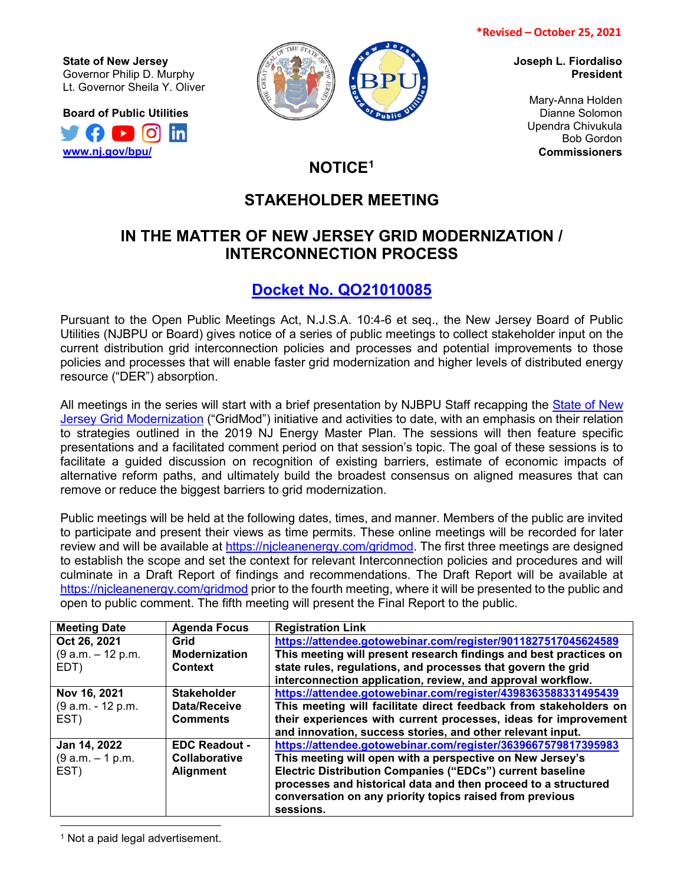*Revised – October 25, 2021

**State of New Jersey**
Governor Philip D. Murphy
Lt. Governor Sheila Y. Oliver

**Board of Public Utilities**
**www.nj.gov/bpu/**

**Joseph L. Fiordaliso**
**President**

Mary-Anna Holden
Dianne Solomon
Upendra Chivukula
Bob Gordon
**Commissioners**

# NOTICE[1]

## STAKEHOLDER MEETING

## IN THE MATTER OF NEW JERSEY GRID MODERNIZATION / INTERCONNECTION PROCESS

## Docket No. QO21010085

Pursuant to the Open Public Meetings Act, N.J.S.A. 10:4-6 et seq., the New Jersey Board of Public Utilities (NJBPU or Board) gives notice of a series of public meetings to collect stakeholder input on the current distribution grid interconnection policies and processes and potential improvements to those policies and processes that will enable faster grid modernization and higher levels of distributed energy resource ("DER") absorption.

All meetings in the series will start with a brief presentation by NJBPU Staff recapping the State of New Jersey Grid Modernization ("GridMod") initiative and activities to date, with an emphasis on their relation to strategies outlined in the 2019 NJ Energy Master Plan. The sessions will then feature specific presentations and a facilitated comment period on that session's topic. The goal of these sessions is to facilitate a guided discussion on recognition of existing barriers, estimate of economic impacts of alternative reform paths, and ultimately build the broadest consensus on aligned measures that can remove or reduce the biggest barriers to grid modernization.

Public meetings will be held at the following dates, times, and manner. Members of the public are invited to participate and present their views as time permits. These online meetings will be recorded for later review and will be available at https://njcleanenergy.com/gridmod. The first three meetings are designed to establish the scope and set the context for relevant Interconnection policies and procedures and will culminate in a Draft Report of findings and recommendations. The Draft Report will be available at https://njcleanenergy.com/gridmod prior to the fourth meeting, where it will be presented to the public and open to public comment. The fifth meeting will present the Final Report to the public.

| Meeting Date | Agenda Focus | Registration Link |
|---|---|---|
| **Oct 26, 2021** (9 a.m. – 12 p.m. EDT) | **Grid Modernization Context** | **https://attendee.gotowebinar.com/register/9011827517045624589** **This meeting will present research findings and best practices on state rules, regulations, and processes that govern the grid interconnection application, review, and approval workflow.** |
| **Nov 16, 2021** (9 a.m. - 12 p.m. EST) | **Stakeholder Data/Receive Comments** | **https://attendee.gotowebinar.com/register/4398363588331495439** **This meeting will facilitate direct feedback from stakeholders on their experiences with current processes, ideas for improvement and innovation, success stories, and other relevant input.** |
| **Jan 14, 2022** (9 a.m. – 1 p.m. EST) | **EDC Readout - Collaborative Alignment** | **https://attendee.gotowebinar.com/register/3639667579817395983** **This meeting will open with a perspective on New Jersey's Electric Distribution Companies ("EDCs") current baseline processes and historical data and then proceed to a structured conversation on any priority topics raised from previous sessions.** |

[1] Not a paid legal advertisement.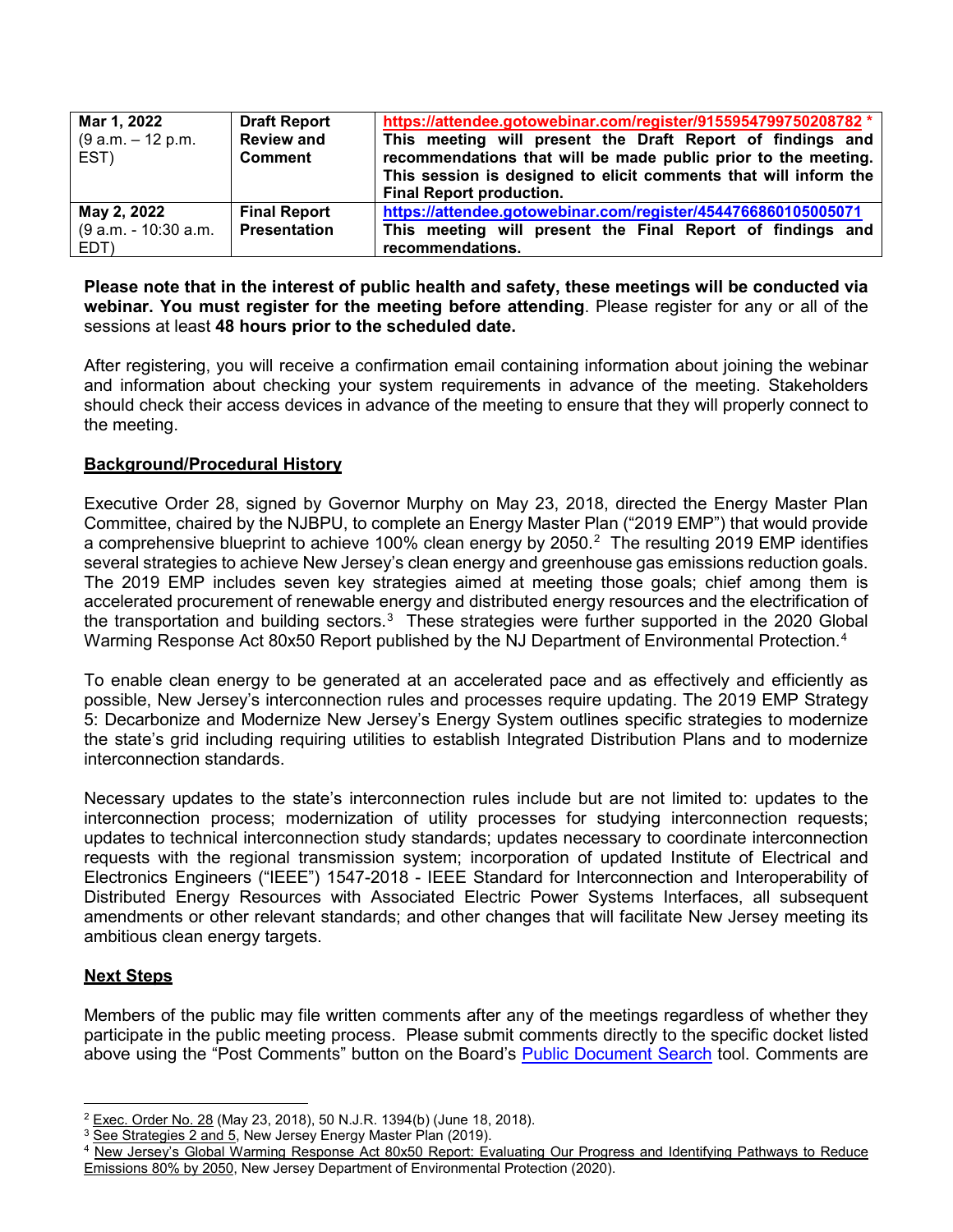| | | |
|---|---|---|
| **Mar 1, 2022** (9 a.m. – 12 p.m. EST) | **Draft Report Review and Comment** | **https://attendee.gotowebinar.com/register/9155954799750208782 *** **This meeting will present the Draft Report of findings and recommendations that will be made public prior to the meeting. This session is designed to elicit comments that will inform the Final Report production.** |
| **May 2, 2022** (9 a.m. - 10:30 a.m. EDT) | **Final Report Presentation** | **https://attendee.gotowebinar.com/register/4544766860105005071** **This meeting will present the Final Report of findings and recommendations.** |

**Please note that in the interest of public health and safety, these meetings will be conducted via webinar. You must register for the meeting before attending**. Please register for any or all of the sessions at least **48 hours prior to the scheduled date.**

After registering, you will receive a confirmation email containing information about joining the webinar and information about checking your system requirements in advance of the meeting. Stakeholders should check their access devices in advance of the meeting to ensure that they will properly connect to the meeting.

**Background/Procedural History**

Executive Order 28, signed by Governor Murphy on May 23, 2018, directed the Energy Master Plan Committee, chaired by the NJBPU, to complete an Energy Master Plan ("2019 EMP") that would provide a comprehensive blueprint to achieve 100% clean energy by 2050.[2] The resulting 2019 EMP identifies several strategies to achieve New Jersey's clean energy and greenhouse gas emissions reduction goals. The 2019 EMP includes seven key strategies aimed at meeting those goals; chief among them is accelerated procurement of renewable energy and distributed energy resources and the electrification of the transportation and building sectors.[3] These strategies were further supported in the 2020 Global Warming Response Act 80x50 Report published by the NJ Department of Environmental Protection.[4]

To enable clean energy to be generated at an accelerated pace and as effectively and efficiently as possible, New Jersey's interconnection rules and processes require updating. The 2019 EMP Strategy 5: Decarbonize and Modernize New Jersey's Energy System outlines specific strategies to modernize the state's grid including requiring utilities to establish Integrated Distribution Plans and to modernize interconnection standards.

Necessary updates to the state's interconnection rules include but are not limited to: updates to the interconnection process; modernization of utility processes for studying interconnection requests; updates to technical interconnection study standards; updates necessary to coordinate interconnection requests with the regional transmission system; incorporation of updated Institute of Electrical and Electronics Engineers ("IEEE") 1547-2018 - IEEE Standard for Interconnection and Interoperability of Distributed Energy Resources with Associated Electric Power Systems Interfaces, all subsequent amendments or other relevant standards; and other changes that will facilitate New Jersey meeting its ambitious clean energy targets.

**Next Steps**

Members of the public may file written comments after any of the meetings regardless of whether they participate in the public meeting process. Please submit comments directly to the specific docket listed above using the "Post Comments" button on the Board's Public Document Search tool. Comments are

[2] Exec. Order No. 28 (May 23, 2018), 50 N.J.R. 1394(b) (June 18, 2018).

[3] See Strategies 2 and 5, New Jersey Energy Master Plan (2019).

[4] New Jersey's Global Warming Response Act 80x50 Report: Evaluating Our Progress and Identifying Pathways to Reduce Emissions 80% by 2050, New Jersey Department of Environmental Protection (2020).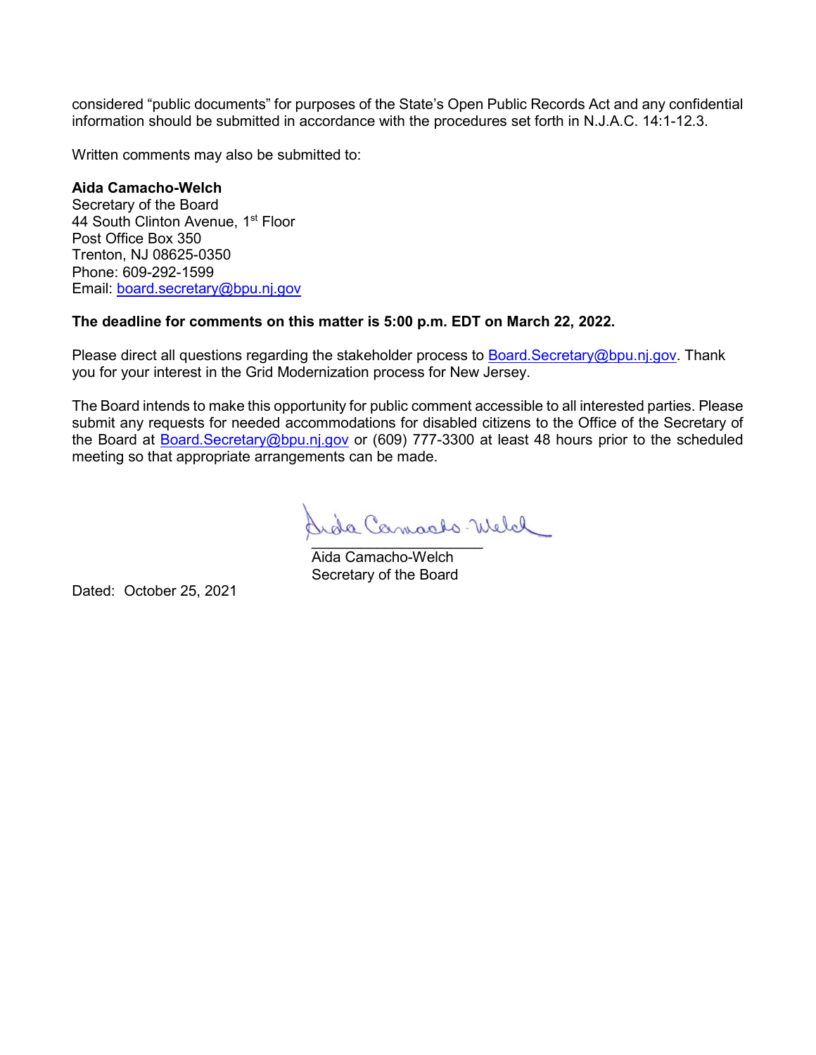considered "public documents" for purposes of the State's Open Public Records Act and any confidential information should be submitted in accordance with the procedures set forth in N.J.A.C. 14:1-12.3.

Written comments may also be submitted to:

**Aida Camacho-Welch**
Secretary of the Board
44 South Clinton Avenue, 1st Floor
Post Office Box 350
Trenton, NJ 08625-0350
Phone: 609-292-1599
Email: board.secretary@bpu.nj.gov

**The deadline for comments on this matter is 5:00 p.m. EDT on March 22, 2022.**

Please direct all questions regarding the stakeholder process to Board.Secretary@bpu.nj.gov. Thank you for your interest in the Grid Modernization process for New Jersey.

The Board intends to make this opportunity for public comment accessible to all interested parties. Please submit any requests for needed accommodations for disabled citizens to the Office of the Secretary of the Board at Board.Secretary@bpu.nj.gov or (609) 777-3300 at least 48 hours prior to the scheduled meeting so that appropriate arrangements can be made.

Aida Camacho-Welch
Secretary of the Board

Dated: October 25, 2021